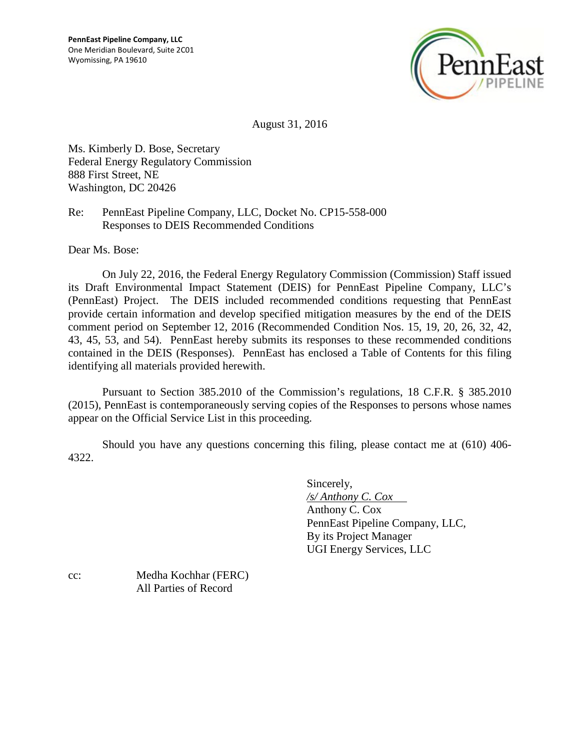**PennEast Pipeline Company, LLC**
One Meridian Boulevard, Suite 2C01
Wyomissing, PA 19610

August 31, 2016

Ms. Kimberly D. Bose, Secretary
Federal Energy Regulatory Commission
888 First Street, NE
Washington, DC 20426

Re: PennEast Pipeline Company, LLC, Docket No. CP15-558-000
Responses to DEIS Recommended Conditions

Dear Ms. Bose:

On July 22, 2016, the Federal Energy Regulatory Commission (Commission) Staff issued its Draft Environmental Impact Statement (DEIS) for PennEast Pipeline Company, LLC's (PennEast) Project. The DEIS included recommended conditions requesting that PennEast provide certain information and develop specified mitigation measures by the end of the DEIS comment period on September 12, 2016 (Recommended Condition Nos. 15, 19, 20, 26, 32, 42, 43, 45, 53, and 54). PennEast hereby submits its responses to these recommended conditions contained in the DEIS (Responses). PennEast has enclosed a Table of Contents for this filing identifying all materials provided herewith.

Pursuant to Section 385.2010 of the Commission's regulations, 18 C.F.R. § 385.2010 (2015), PennEast is contemporaneously serving copies of the Responses to persons whose names appear on the Official Service List in this proceeding.

Should you have any questions concerning this filing, please contact me at (610) 406-4322.

Sincerely,
*/s/ Anthony C. Cox*
Anthony C. Cox
PennEast Pipeline Company, LLC,
By its Project Manager
UGI Energy Services, LLC

cc: Medha Kochhar (FERC)
All Parties of Record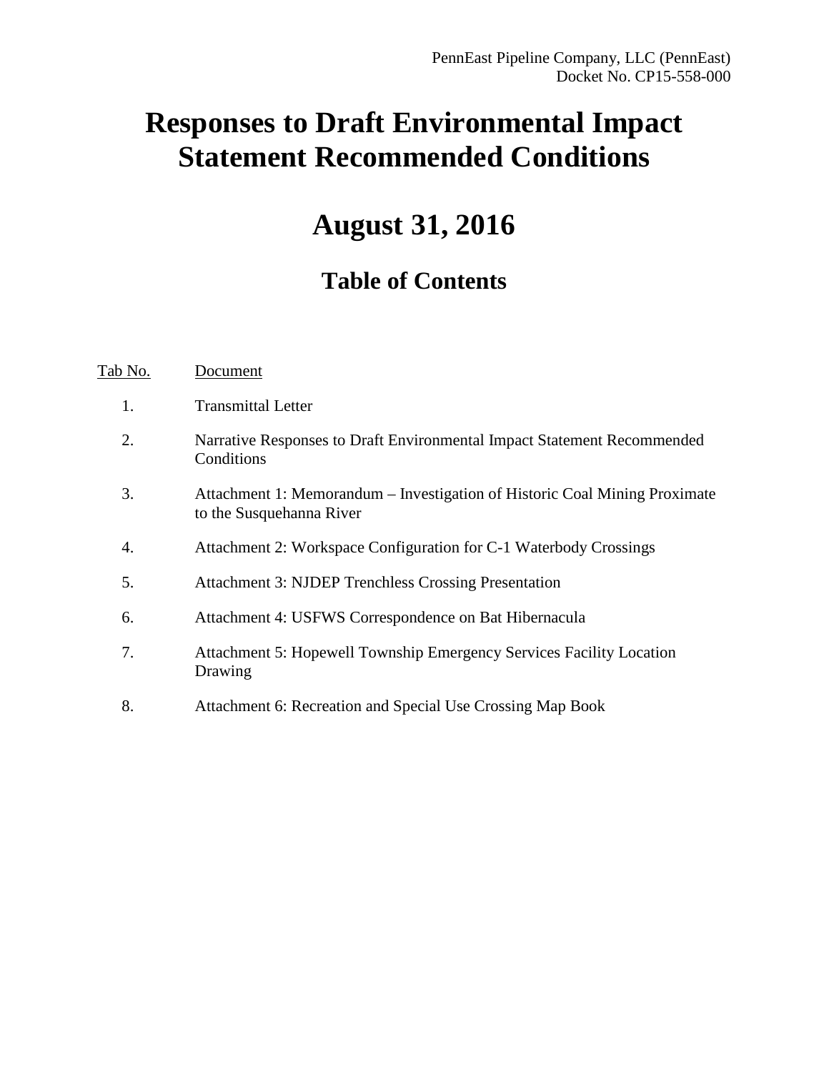PennEast Pipeline Company, LLC (PennEast)
Docket No. CP15-558-000

# Responses to Draft Environmental Impact Statement Recommended Conditions

# August 31, 2016

## Table of Contents

| Tab No. | Document |
|---|---|
| 1. | Transmittal Letter |
| 2. | Narrative Responses to Draft Environmental Impact Statement Recommended Conditions |
| 3. | Attachment 1: Memorandum – Investigation of Historic Coal Mining Proximate to the Susquehanna River |
| 4. | Attachment 2: Workspace Configuration for C-1 Waterbody Crossings |
| 5. | Attachment 3: NJDEP Trenchless Crossing Presentation |
| 6. | Attachment 4: USFWS Correspondence on Bat Hibernacula |
| 7. | Attachment 5: Hopewell Township Emergency Services Facility Location Drawing |
| 8. | Attachment 6: Recreation and Special Use Crossing Map Book |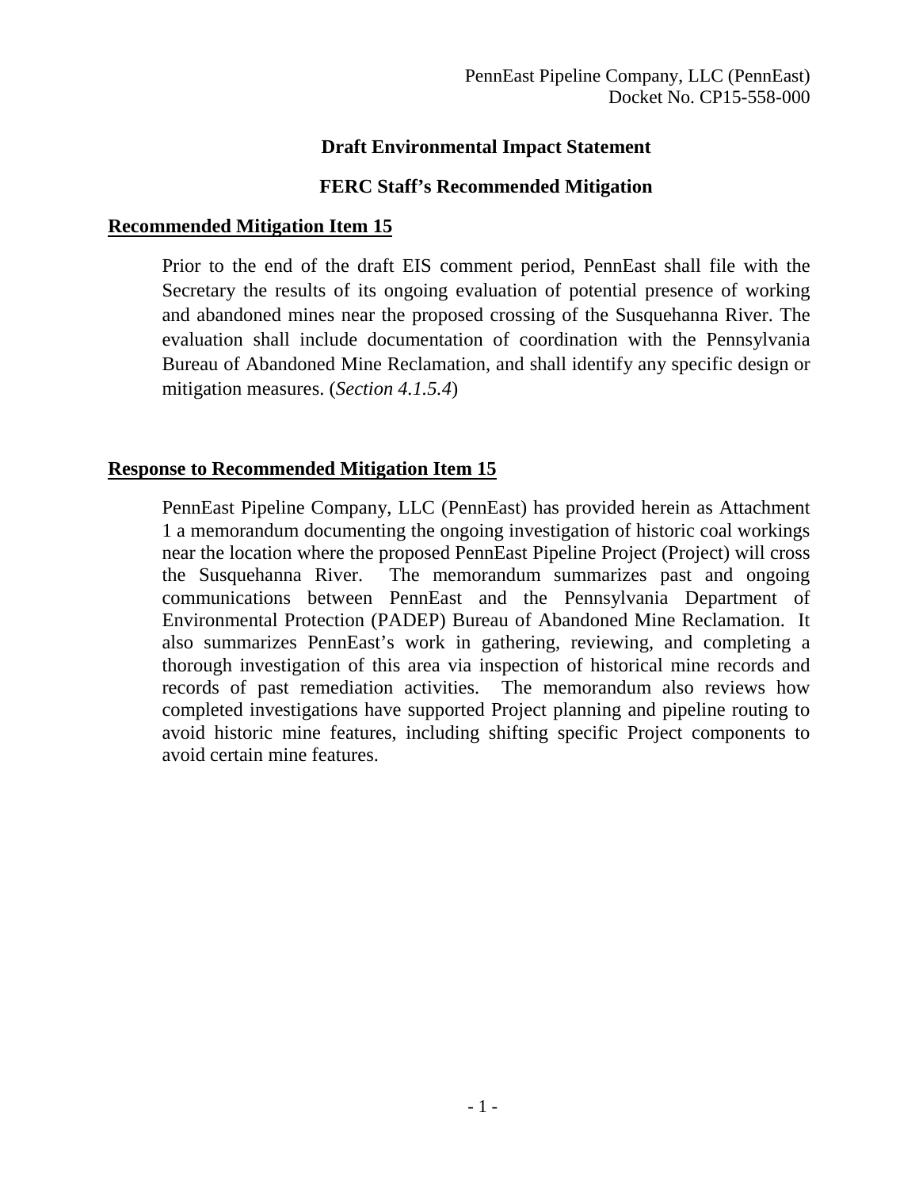PennEast Pipeline Company, LLC (PennEast)
Docket No. CP15-558-000

## Draft Environmental Impact Statement

## FERC Staff's Recommended Mitigation

### Recommended Mitigation Item 15

Prior to the end of the draft EIS comment period, PennEast shall file with the Secretary the results of its ongoing evaluation of potential presence of working and abandoned mines near the proposed crossing of the Susquehanna River. The evaluation shall include documentation of coordination with the Pennsylvania Bureau of Abandoned Mine Reclamation, and shall identify any specific design or mitigation measures. (*Section 4.1.5.4*)

### Response to Recommended Mitigation Item 15

PennEast Pipeline Company, LLC (PennEast) has provided herein as Attachment 1 a memorandum documenting the ongoing investigation of historic coal workings near the location where the proposed PennEast Pipeline Project (Project) will cross the Susquehanna River. The memorandum summarizes past and ongoing communications between PennEast and the Pennsylvania Department of Environmental Protection (PADEP) Bureau of Abandoned Mine Reclamation. It also summarizes PennEast's work in gathering, reviewing, and completing a thorough investigation of this area via inspection of historical mine records and records of past remediation activities. The memorandum also reviews how completed investigations have supported Project planning and pipeline routing to avoid historic mine features, including shifting specific Project components to avoid certain mine features.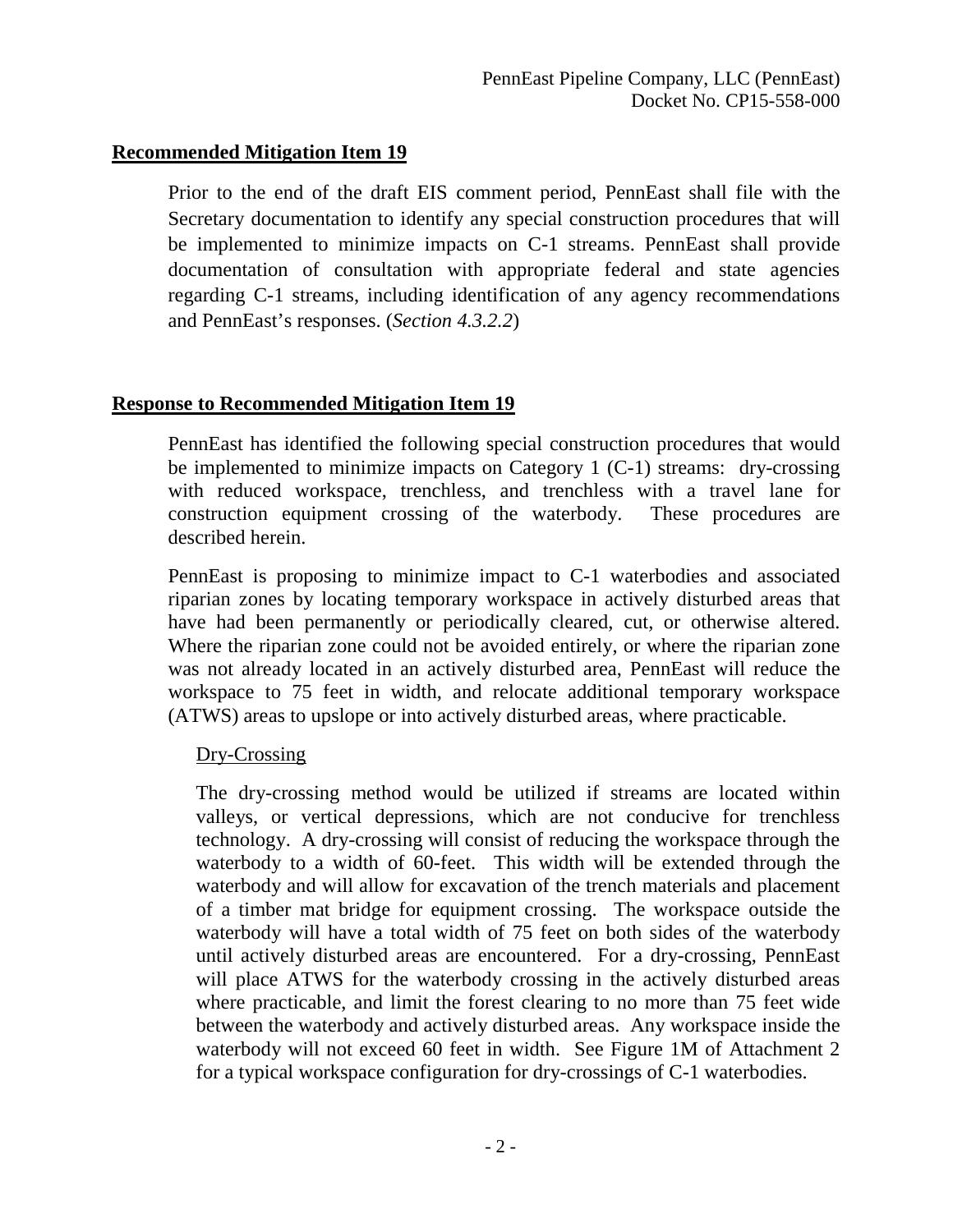**Recommended Mitigation Item 19**

Prior to the end of the draft EIS comment period, PennEast shall file with the Secretary documentation to identify any special construction procedures that will be implemented to minimize impacts on C-1 streams. PennEast shall provide documentation of consultation with appropriate federal and state agencies regarding C-1 streams, including identification of any agency recommendations and PennEast's responses. (*Section 4.3.2.2*)

**Response to Recommended Mitigation Item 19**

PennEast has identified the following special construction procedures that would be implemented to minimize impacts on Category 1 (C-1) streams: dry-crossing with reduced workspace, trenchless, and trenchless with a travel lane for construction equipment crossing of the waterbody. These procedures are described herein.

PennEast is proposing to minimize impact to C-1 waterbodies and associated riparian zones by locating temporary workspace in actively disturbed areas that have had been permanently or periodically cleared, cut, or otherwise altered. Where the riparian zone could not be avoided entirely, or where the riparian zone was not already located in an actively disturbed area, PennEast will reduce the workspace to 75 feet in width, and relocate additional temporary workspace (ATWS) areas to upslope or into actively disturbed areas, where practicable.

Dry-Crossing

The dry-crossing method would be utilized if streams are located within valleys, or vertical depressions, which are not conducive for trenchless technology. A dry-crossing will consist of reducing the workspace through the waterbody to a width of 60-feet. This width will be extended through the waterbody and will allow for excavation of the trench materials and placement of a timber mat bridge for equipment crossing. The workspace outside the waterbody will have a total width of 75 feet on both sides of the waterbody until actively disturbed areas are encountered. For a dry-crossing, PennEast will place ATWS for the waterbody crossing in the actively disturbed areas where practicable, and limit the forest clearing to no more than 75 feet wide between the waterbody and actively disturbed areas. Any workspace inside the waterbody will not exceed 60 feet in width. See Figure 1M of Attachment 2 for a typical workspace configuration for dry-crossings of C-1 waterbodies.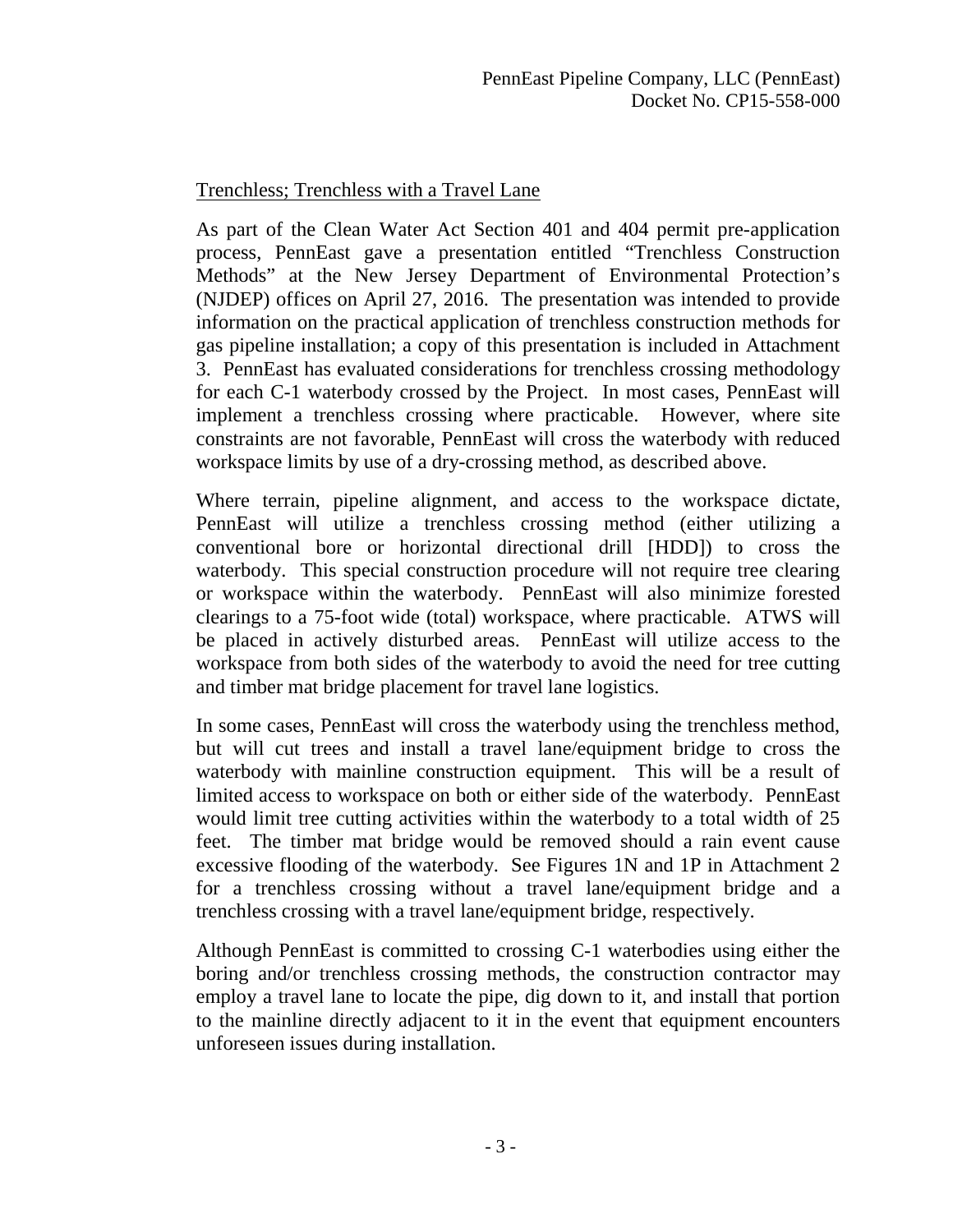Trenchless; Trenchless with a Travel Lane

As part of the Clean Water Act Section 401 and 404 permit pre-application process, PennEast gave a presentation entitled "Trenchless Construction Methods" at the New Jersey Department of Environmental Protection's (NJDEP) offices on April 27, 2016. The presentation was intended to provide information on the practical application of trenchless construction methods for gas pipeline installation; a copy of this presentation is included in Attachment 3. PennEast has evaluated considerations for trenchless crossing methodology for each C-1 waterbody crossed by the Project. In most cases, PennEast will implement a trenchless crossing where practicable. However, where site constraints are not favorable, PennEast will cross the waterbody with reduced workspace limits by use of a dry-crossing method, as described above.

Where terrain, pipeline alignment, and access to the workspace dictate, PennEast will utilize a trenchless crossing method (either utilizing a conventional bore or horizontal directional drill [HDD]) to cross the waterbody. This special construction procedure will not require tree clearing or workspace within the waterbody. PennEast will also minimize forested clearings to a 75-foot wide (total) workspace, where practicable. ATWS will be placed in actively disturbed areas. PennEast will utilize access to the workspace from both sides of the waterbody to avoid the need for tree cutting and timber mat bridge placement for travel lane logistics.

In some cases, PennEast will cross the waterbody using the trenchless method, but will cut trees and install a travel lane/equipment bridge to cross the waterbody with mainline construction equipment. This will be a result of limited access to workspace on both or either side of the waterbody. PennEast would limit tree cutting activities within the waterbody to a total width of 25 feet. The timber mat bridge would be removed should a rain event cause excessive flooding of the waterbody. See Figures 1N and 1P in Attachment 2 for a trenchless crossing without a travel lane/equipment bridge and a trenchless crossing with a travel lane/equipment bridge, respectively.

Although PennEast is committed to crossing C-1 waterbodies using either the boring and/or trenchless crossing methods, the construction contractor may employ a travel lane to locate the pipe, dig down to it, and install that portion to the mainline directly adjacent to it in the event that equipment encounters unforeseen issues during installation.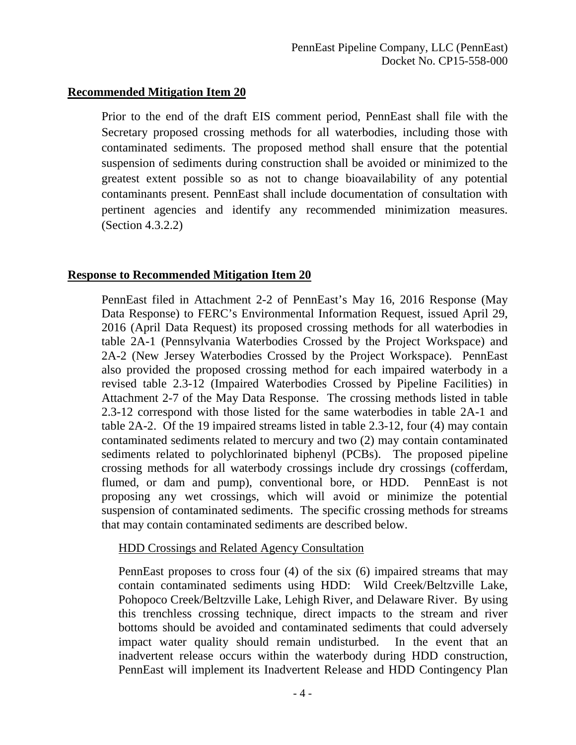## Recommended Mitigation Item 20

Prior to the end of the draft EIS comment period, PennEast shall file with the Secretary proposed crossing methods for all waterbodies, including those with contaminated sediments. The proposed method shall ensure that the potential suspension of sediments during construction shall be avoided or minimized to the greatest extent possible so as not to change bioavailability of any potential contaminants present. PennEast shall include documentation of consultation with pertinent agencies and identify any recommended minimization measures. (Section 4.3.2.2)

## Response to Recommended Mitigation Item 20

PennEast filed in Attachment 2-2 of PennEast's May 16, 2016 Response (May Data Response) to FERC's Environmental Information Request, issued April 29, 2016 (April Data Request) its proposed crossing methods for all waterbodies in table 2A-1 (Pennsylvania Waterbodies Crossed by the Project Workspace) and 2A-2 (New Jersey Waterbodies Crossed by the Project Workspace). PennEast also provided the proposed crossing method for each impaired waterbody in a revised table 2.3-12 (Impaired Waterbodies Crossed by Pipeline Facilities) in Attachment 2-7 of the May Data Response. The crossing methods listed in table 2.3-12 correspond with those listed for the same waterbodies in table 2A-1 and table 2A-2. Of the 19 impaired streams listed in table 2.3-12, four (4) may contain contaminated sediments related to mercury and two (2) may contain contaminated sediments related to polychlorinated biphenyl (PCBs). The proposed pipeline crossing methods for all waterbody crossings include dry crossings (cofferdam, flumed, or dam and pump), conventional bore, or HDD. PennEast is not proposing any wet crossings, which will avoid or minimize the potential suspension of contaminated sediments. The specific crossing methods for streams that may contain contaminated sediments are described below.

### HDD Crossings and Related Agency Consultation

PennEast proposes to cross four (4) of the six (6) impaired streams that may contain contaminated sediments using HDD: Wild Creek/Beltzville Lake, Pohopoco Creek/Beltzville Lake, Lehigh River, and Delaware River. By using this trenchless crossing technique, direct impacts to the stream and river bottoms should be avoided and contaminated sediments that could adversely impact water quality should remain undisturbed. In the event that an inadvertent release occurs within the waterbody during HDD construction, PennEast will implement its Inadvertent Release and HDD Contingency Plan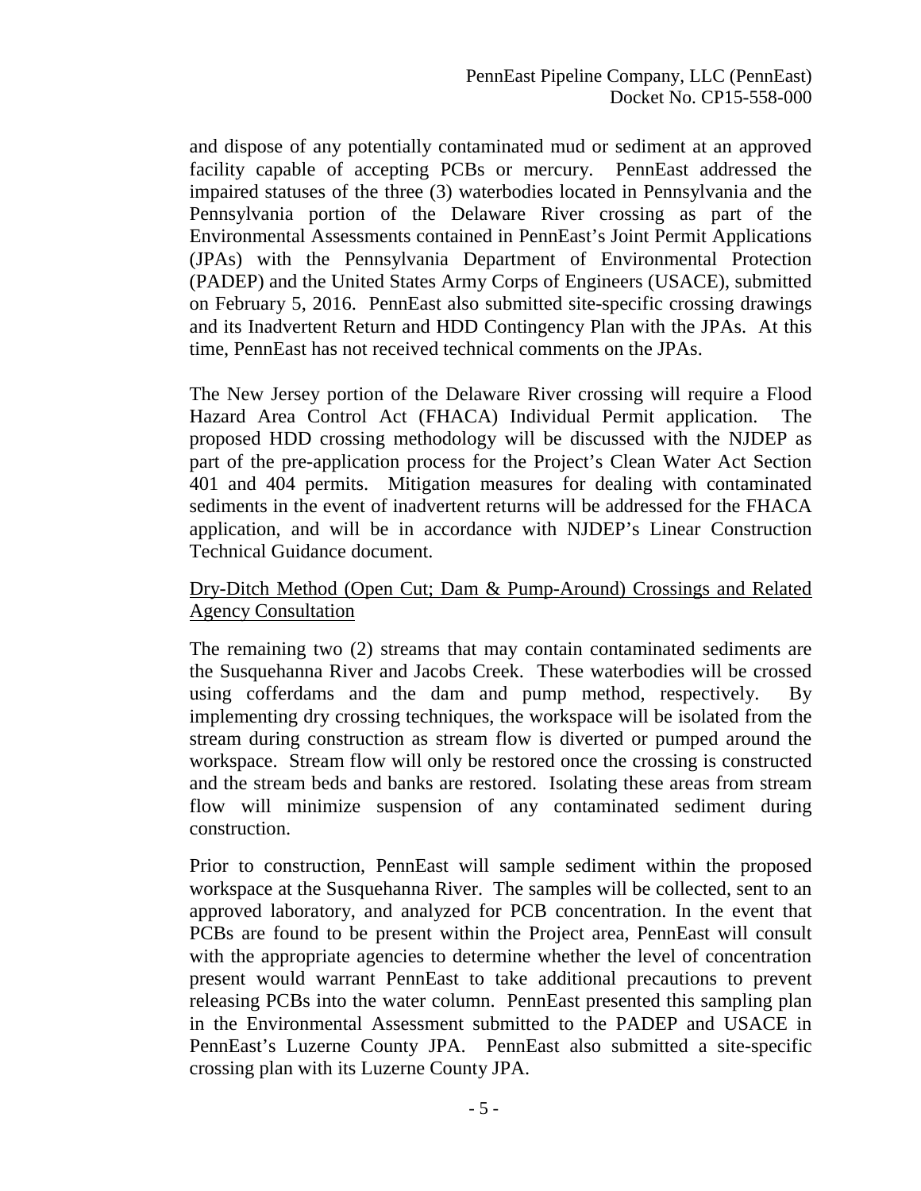and dispose of any potentially contaminated mud or sediment at an approved facility capable of accepting PCBs or mercury. PennEast addressed the impaired statuses of the three (3) waterbodies located in Pennsylvania and the Pennsylvania portion of the Delaware River crossing as part of the Environmental Assessments contained in PennEast's Joint Permit Applications (JPAs) with the Pennsylvania Department of Environmental Protection (PADEP) and the United States Army Corps of Engineers (USACE), submitted on February 5, 2016. PennEast also submitted site-specific crossing drawings and its Inadvertent Return and HDD Contingency Plan with the JPAs. At this time, PennEast has not received technical comments on the JPAs.

The New Jersey portion of the Delaware River crossing will require a Flood Hazard Area Control Act (FHACA) Individual Permit application. The proposed HDD crossing methodology will be discussed with the NJDEP as part of the pre-application process for the Project's Clean Water Act Section 401 and 404 permits. Mitigation measures for dealing with contaminated sediments in the event of inadvertent returns will be addressed for the FHACA application, and will be in accordance with NJDEP's Linear Construction Technical Guidance document.

<u>Dry-Ditch Method (Open Cut; Dam & Pump-Around) Crossings and Related Agency Consultation</u>

The remaining two (2) streams that may contain contaminated sediments are the Susquehanna River and Jacobs Creek. These waterbodies will be crossed using cofferdams and the dam and pump method, respectively. By implementing dry crossing techniques, the workspace will be isolated from the stream during construction as stream flow is diverted or pumped around the workspace. Stream flow will only be restored once the crossing is constructed and the stream beds and banks are restored. Isolating these areas from stream flow will minimize suspension of any contaminated sediment during construction.

Prior to construction, PennEast will sample sediment within the proposed workspace at the Susquehanna River. The samples will be collected, sent to an approved laboratory, and analyzed for PCB concentration. In the event that PCBs are found to be present within the Project area, PennEast will consult with the appropriate agencies to determine whether the level of concentration present would warrant PennEast to take additional precautions to prevent releasing PCBs into the water column. PennEast presented this sampling plan in the Environmental Assessment submitted to the PADEP and USACE in PennEast's Luzerne County JPA. PennEast also submitted a site-specific crossing plan with its Luzerne County JPA.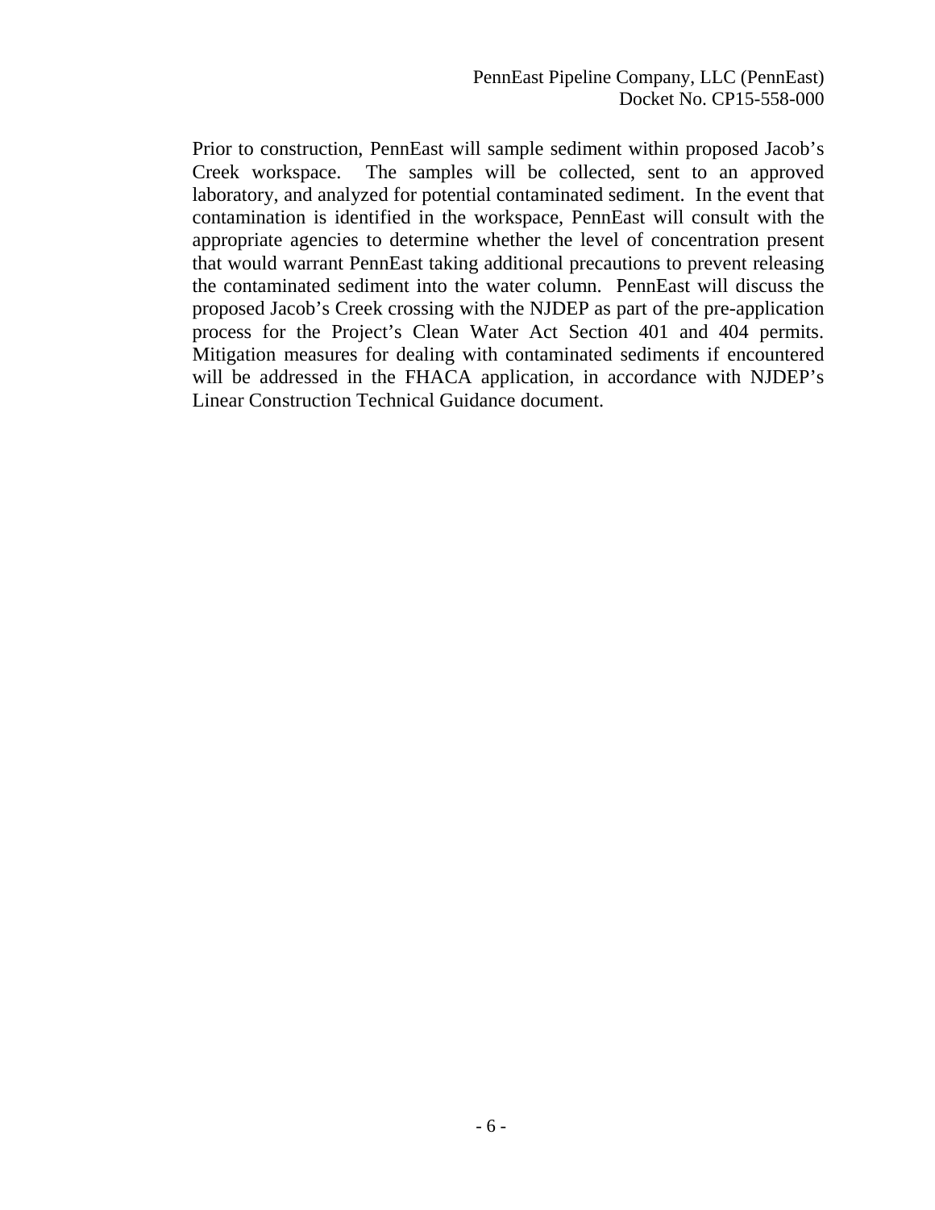Prior to construction, PennEast will sample sediment within proposed Jacob's Creek workspace. The samples will be collected, sent to an approved laboratory, and analyzed for potential contaminated sediment. In the event that contamination is identified in the workspace, PennEast will consult with the appropriate agencies to determine whether the level of concentration present that would warrant PennEast taking additional precautions to prevent releasing the contaminated sediment into the water column. PennEast will discuss the proposed Jacob's Creek crossing with the NJDEP as part of the pre-application process for the Project's Clean Water Act Section 401 and 404 permits. Mitigation measures for dealing with contaminated sediments if encountered will be addressed in the FHACA application, in accordance with NJDEP's Linear Construction Technical Guidance document.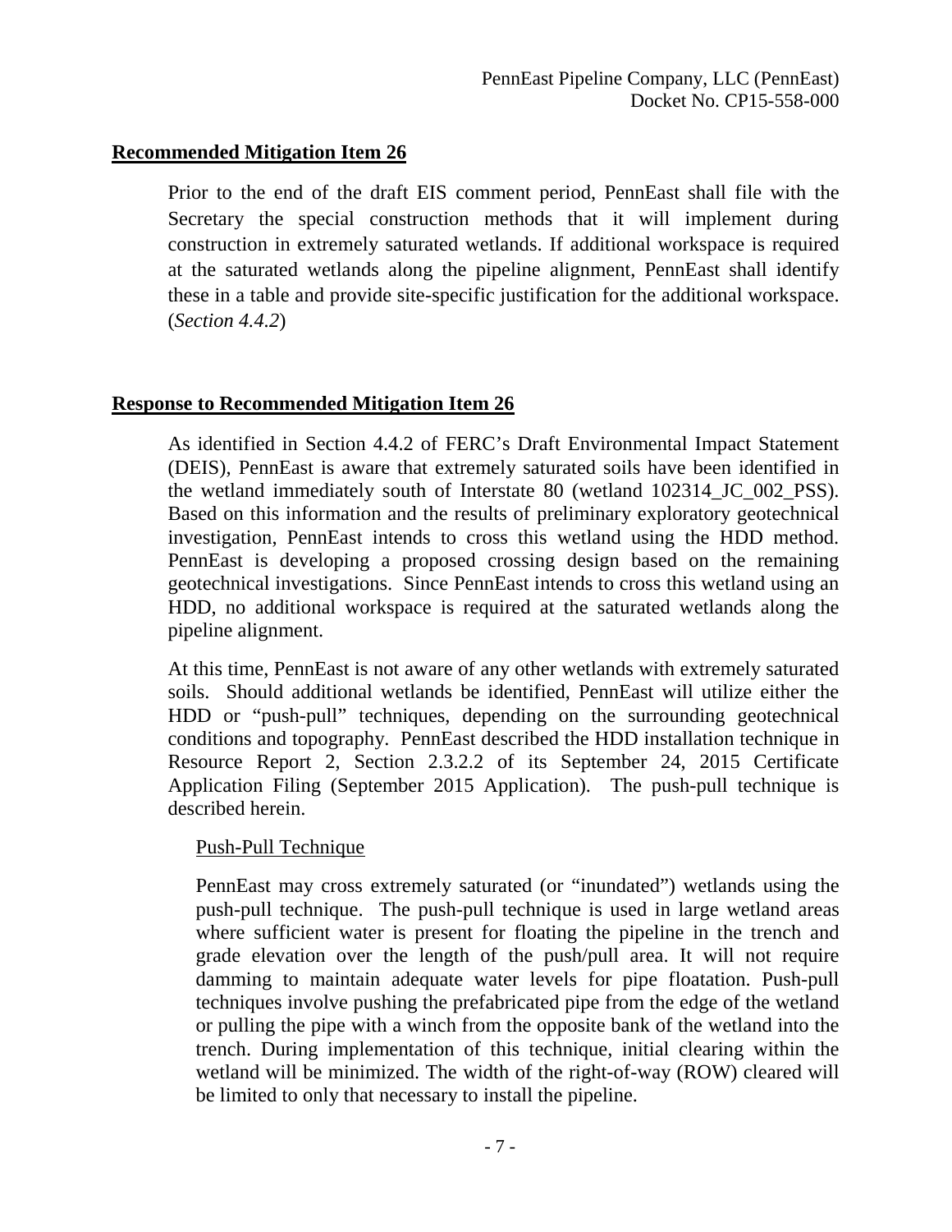**Recommended Mitigation Item 26**

Prior to the end of the draft EIS comment period, PennEast shall file with the Secretary the special construction methods that it will implement during construction in extremely saturated wetlands. If additional workspace is required at the saturated wetlands along the pipeline alignment, PennEast shall identify these in a table and provide site-specific justification for the additional workspace. (*Section 4.4.2*)

**Response to Recommended Mitigation Item 26**

As identified in Section 4.4.2 of FERC's Draft Environmental Impact Statement (DEIS), PennEast is aware that extremely saturated soils have been identified in the wetland immediately south of Interstate 80 (wetland 102314_JC_002_PSS). Based on this information and the results of preliminary exploratory geotechnical investigation, PennEast intends to cross this wetland using the HDD method. PennEast is developing a proposed crossing design based on the remaining geotechnical investigations. Since PennEast intends to cross this wetland using an HDD, no additional workspace is required at the saturated wetlands along the pipeline alignment.

At this time, PennEast is not aware of any other wetlands with extremely saturated soils. Should additional wetlands be identified, PennEast will utilize either the HDD or "push-pull" techniques, depending on the surrounding geotechnical conditions and topography. PennEast described the HDD installation technique in Resource Report 2, Section 2.3.2.2 of its September 24, 2015 Certificate Application Filing (September 2015 Application). The push-pull technique is described herein.

Push-Pull Technique

PennEast may cross extremely saturated (or "inundated") wetlands using the push-pull technique. The push-pull technique is used in large wetland areas where sufficient water is present for floating the pipeline in the trench and grade elevation over the length of the push/pull area. It will not require damming to maintain adequate water levels for pipe floatation. Push-pull techniques involve pushing the prefabricated pipe from the edge of the wetland or pulling the pipe with a winch from the opposite bank of the wetland into the trench. During implementation of this technique, initial clearing within the wetland will be minimized. The width of the right-of-way (ROW) cleared will be limited to only that necessary to install the pipeline.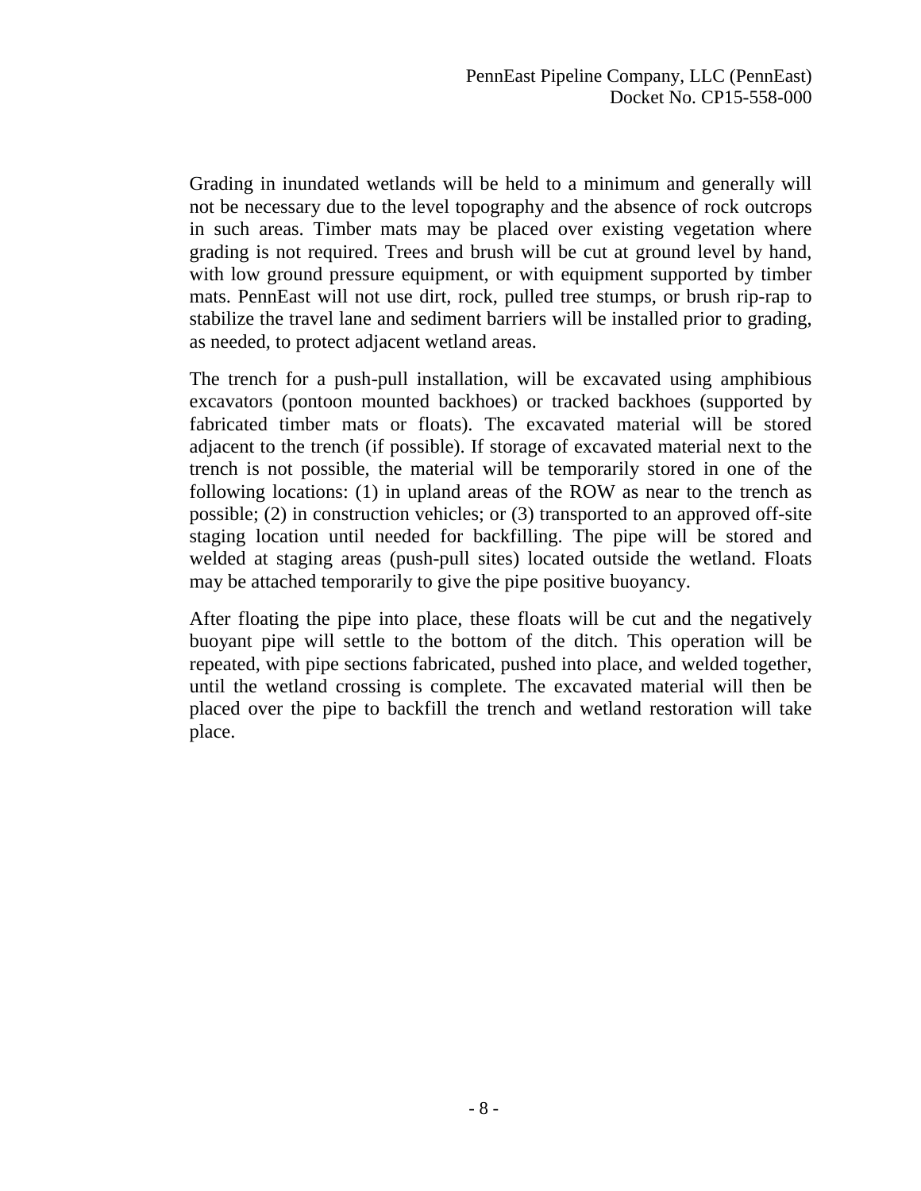Grading in inundated wetlands will be held to a minimum and generally will not be necessary due to the level topography and the absence of rock outcrops in such areas. Timber mats may be placed over existing vegetation where grading is not required. Trees and brush will be cut at ground level by hand, with low ground pressure equipment, or with equipment supported by timber mats. PennEast will not use dirt, rock, pulled tree stumps, or brush rip-rap to stabilize the travel lane and sediment barriers will be installed prior to grading, as needed, to protect adjacent wetland areas.

The trench for a push-pull installation, will be excavated using amphibious excavators (pontoon mounted backhoes) or tracked backhoes (supported by fabricated timber mats or floats). The excavated material will be stored adjacent to the trench (if possible). If storage of excavated material next to the trench is not possible, the material will be temporarily stored in one of the following locations: (1) in upland areas of the ROW as near to the trench as possible; (2) in construction vehicles; or (3) transported to an approved off-site staging location until needed for backfilling. The pipe will be stored and welded at staging areas (push-pull sites) located outside the wetland. Floats may be attached temporarily to give the pipe positive buoyancy.

After floating the pipe into place, these floats will be cut and the negatively buoyant pipe will settle to the bottom of the ditch. This operation will be repeated, with pipe sections fabricated, pushed into place, and welded together, until the wetland crossing is complete. The excavated material will then be placed over the pipe to backfill the trench and wetland restoration will take place.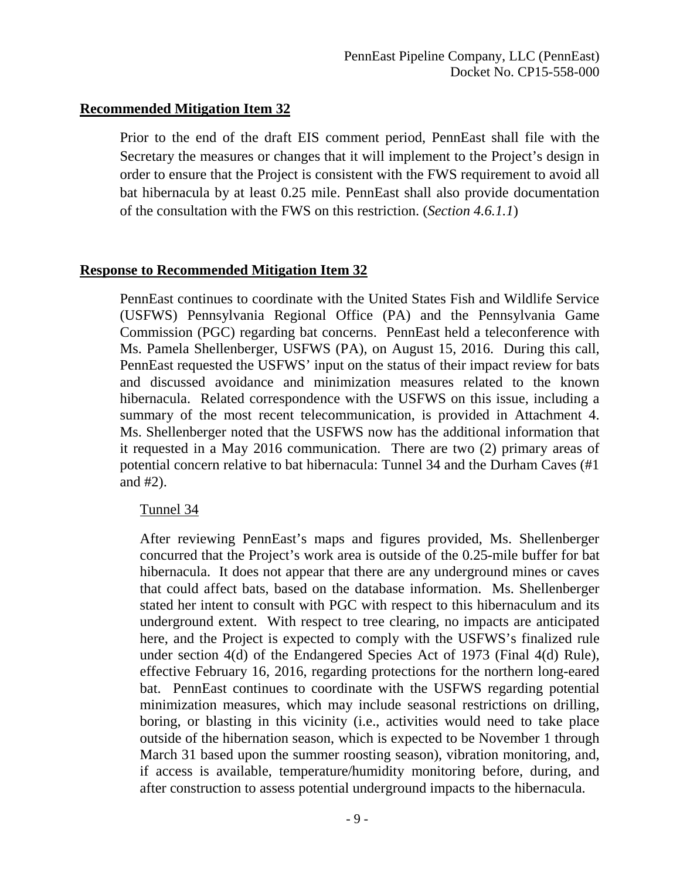## Recommended Mitigation Item 32

Prior to the end of the draft EIS comment period, PennEast shall file with the Secretary the measures or changes that it will implement to the Project's design in order to ensure that the Project is consistent with the FWS requirement to avoid all bat hibernacula by at least 0.25 mile. PennEast shall also provide documentation of the consultation with the FWS on this restriction. (*Section 4.6.1.1*)

## Response to Recommended Mitigation Item 32

PennEast continues to coordinate with the United States Fish and Wildlife Service (USFWS) Pennsylvania Regional Office (PA) and the Pennsylvania Game Commission (PGC) regarding bat concerns. PennEast held a teleconference with Ms. Pamela Shellenberger, USFWS (PA), on August 15, 2016. During this call, PennEast requested the USFWS' input on the status of their impact review for bats and discussed avoidance and minimization measures related to the known hibernacula. Related correspondence with the USFWS on this issue, including a summary of the most recent telecommunication, is provided in Attachment 4. Ms. Shellenberger noted that the USFWS now has the additional information that it requested in a May 2016 communication. There are two (2) primary areas of potential concern relative to bat hibernacula: Tunnel 34 and the Durham Caves (#1 and #2).

### Tunnel 34

After reviewing PennEast's maps and figures provided, Ms. Shellenberger concurred that the Project's work area is outside of the 0.25-mile buffer for bat hibernacula. It does not appear that there are any underground mines or caves that could affect bats, based on the database information. Ms. Shellenberger stated her intent to consult with PGC with respect to this hibernaculum and its underground extent. With respect to tree clearing, no impacts are anticipated here, and the Project is expected to comply with the USFWS's finalized rule under section 4(d) of the Endangered Species Act of 1973 (Final 4(d) Rule), effective February 16, 2016, regarding protections for the northern long-eared bat. PennEast continues to coordinate with the USFWS regarding potential minimization measures, which may include seasonal restrictions on drilling, boring, or blasting in this vicinity (i.e., activities would need to take place outside of the hibernation season, which is expected to be November 1 through March 31 based upon the summer roosting season), vibration monitoring, and, if access is available, temperature/humidity monitoring before, during, and after construction to assess potential underground impacts to the hibernacula.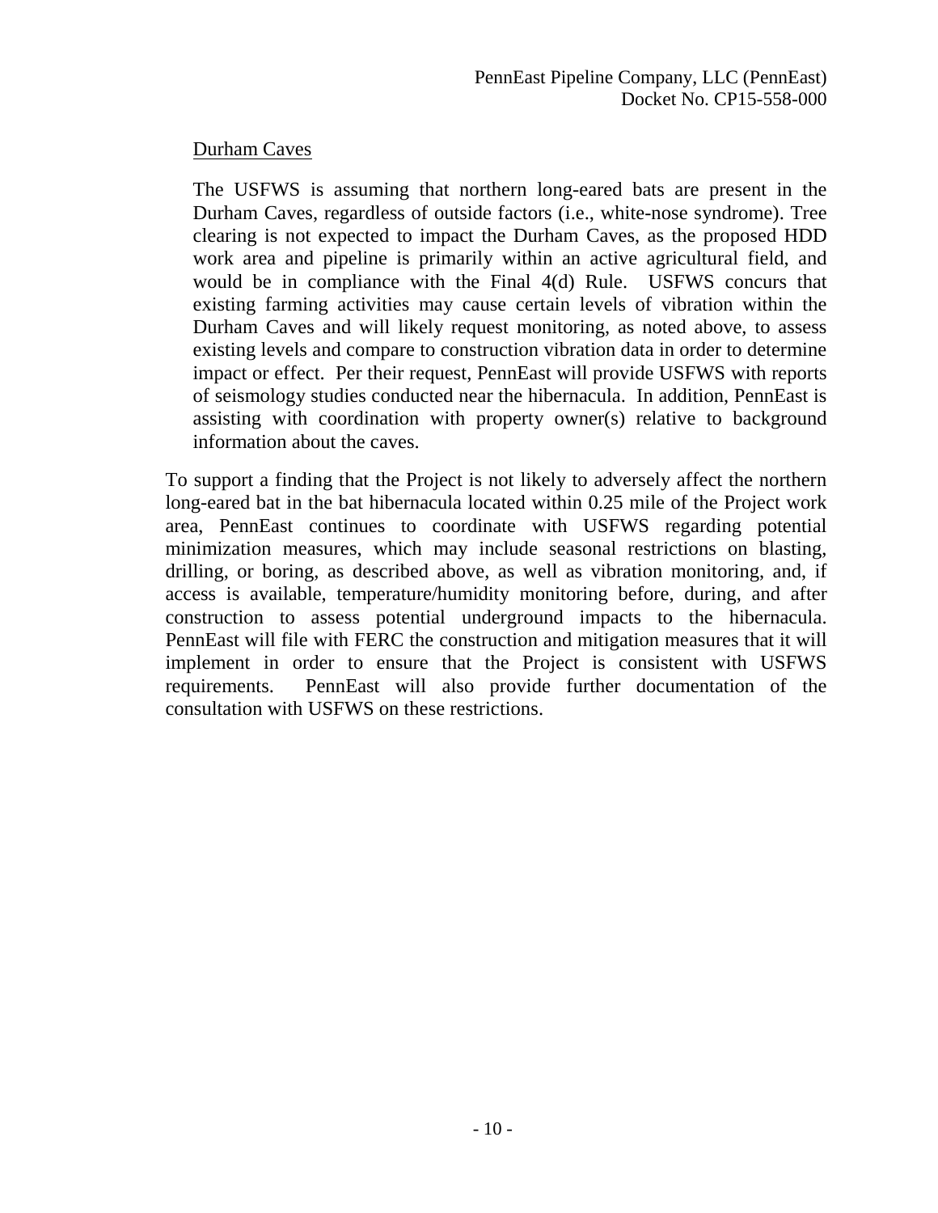Durham Caves

The USFWS is assuming that northern long-eared bats are present in the Durham Caves, regardless of outside factors (i.e., white-nose syndrome). Tree clearing is not expected to impact the Durham Caves, as the proposed HDD work area and pipeline is primarily within an active agricultural field, and would be in compliance with the Final 4(d) Rule. USFWS concurs that existing farming activities may cause certain levels of vibration within the Durham Caves and will likely request monitoring, as noted above, to assess existing levels and compare to construction vibration data in order to determine impact or effect. Per their request, PennEast will provide USFWS with reports of seismology studies conducted near the hibernacula. In addition, PennEast is assisting with coordination with property owner(s) relative to background information about the caves.

To support a finding that the Project is not likely to adversely affect the northern long-eared bat in the bat hibernacula located within 0.25 mile of the Project work area, PennEast continues to coordinate with USFWS regarding potential minimization measures, which may include seasonal restrictions on blasting, drilling, or boring, as described above, as well as vibration monitoring, and, if access is available, temperature/humidity monitoring before, during, and after construction to assess potential underground impacts to the hibernacula. PennEast will file with FERC the construction and mitigation measures that it will implement in order to ensure that the Project is consistent with USFWS requirements. PennEast will also provide further documentation of the consultation with USFWS on these restrictions.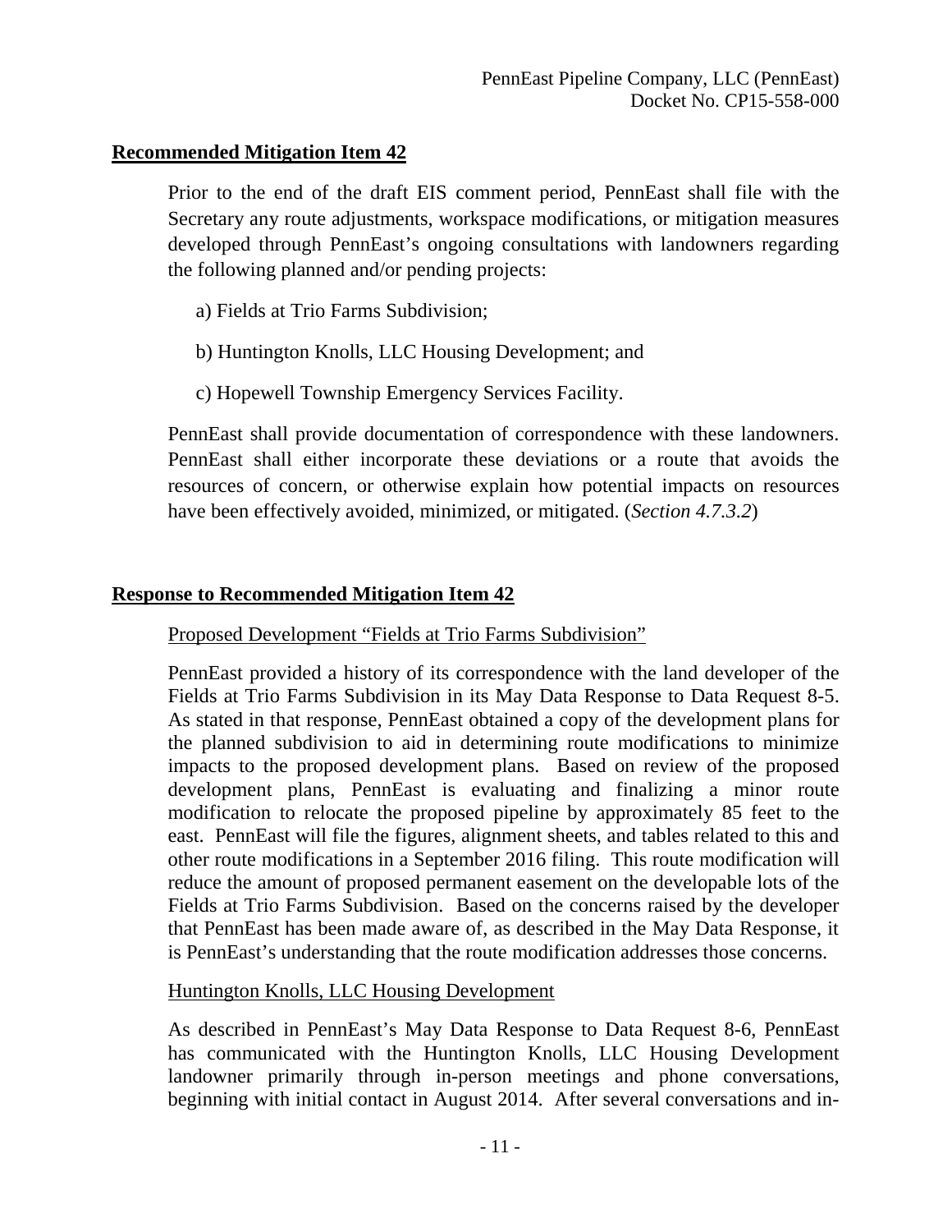## Recommended Mitigation Item 42

Prior to the end of the draft EIS comment period, PennEast shall file with the Secretary any route adjustments, workspace modifications, or mitigation measures developed through PennEast's ongoing consultations with landowners regarding the following planned and/or pending projects:

a) Fields at Trio Farms Subdivision;

b) Huntington Knolls, LLC Housing Development; and

c) Hopewell Township Emergency Services Facility.

PennEast shall provide documentation of correspondence with these landowners. PennEast shall either incorporate these deviations or a route that avoids the resources of concern, or otherwise explain how potential impacts on resources have been effectively avoided, minimized, or mitigated. (*Section 4.7.3.2*)

## Response to Recommended Mitigation Item 42

Proposed Development "Fields at Trio Farms Subdivision"

PennEast provided a history of its correspondence with the land developer of the Fields at Trio Farms Subdivision in its May Data Response to Data Request 8-5. As stated in that response, PennEast obtained a copy of the development plans for the planned subdivision to aid in determining route modifications to minimize impacts to the proposed development plans. Based on review of the proposed development plans, PennEast is evaluating and finalizing a minor route modification to relocate the proposed pipeline by approximately 85 feet to the east. PennEast will file the figures, alignment sheets, and tables related to this and other route modifications in a September 2016 filing. This route modification will reduce the amount of proposed permanent easement on the developable lots of the Fields at Trio Farms Subdivision. Based on the concerns raised by the developer that PennEast has been made aware of, as described in the May Data Response, it is PennEast's understanding that the route modification addresses those concerns.

Huntington Knolls, LLC Housing Development

As described in PennEast's May Data Response to Data Request 8-6, PennEast has communicated with the Huntington Knolls, LLC Housing Development landowner primarily through in-person meetings and phone conversations, beginning with initial contact in August 2014. After several conversations and in-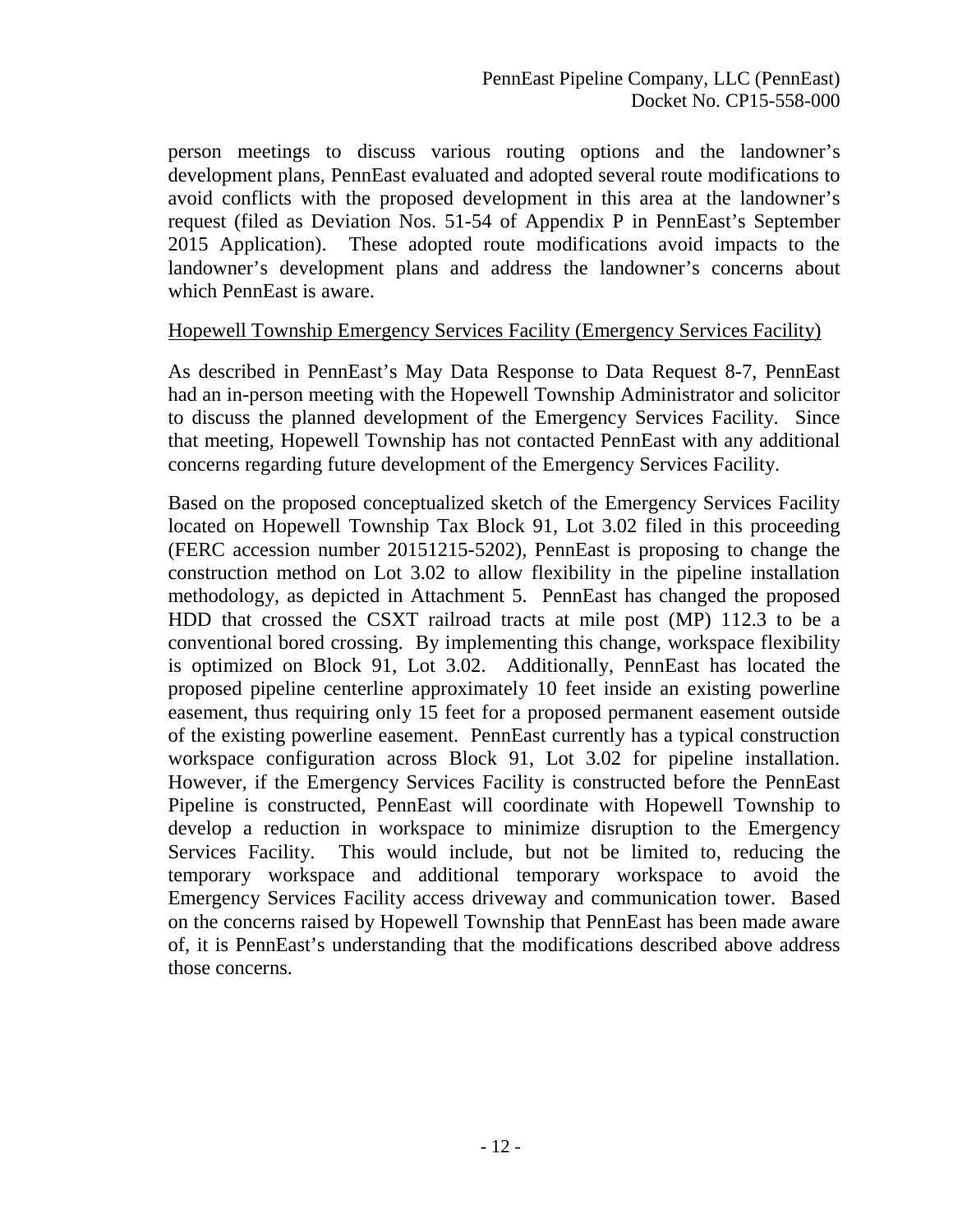person meetings to discuss various routing options and the landowner's development plans, PennEast evaluated and adopted several route modifications to avoid conflicts with the proposed development in this area at the landowner's request (filed as Deviation Nos. 51-54 of Appendix P in PennEast's September 2015 Application). These adopted route modifications avoid impacts to the landowner's development plans and address the landowner's concerns about which PennEast is aware.

Hopewell Township Emergency Services Facility (Emergency Services Facility)

As described in PennEast's May Data Response to Data Request 8-7, PennEast had an in-person meeting with the Hopewell Township Administrator and solicitor to discuss the planned development of the Emergency Services Facility. Since that meeting, Hopewell Township has not contacted PennEast with any additional concerns regarding future development of the Emergency Services Facility.

Based on the proposed conceptualized sketch of the Emergency Services Facility located on Hopewell Township Tax Block 91, Lot 3.02 filed in this proceeding (FERC accession number 20151215-5202), PennEast is proposing to change the construction method on Lot 3.02 to allow flexibility in the pipeline installation methodology, as depicted in Attachment 5. PennEast has changed the proposed HDD that crossed the CSXT railroad tracts at mile post (MP) 112.3 to be a conventional bored crossing. By implementing this change, workspace flexibility is optimized on Block 91, Lot 3.02. Additionally, PennEast has located the proposed pipeline centerline approximately 10 feet inside an existing powerline easement, thus requiring only 15 feet for a proposed permanent easement outside of the existing powerline easement. PennEast currently has a typical construction workspace configuration across Block 91, Lot 3.02 for pipeline installation. However, if the Emergency Services Facility is constructed before the PennEast Pipeline is constructed, PennEast will coordinate with Hopewell Township to develop a reduction in workspace to minimize disruption to the Emergency Services Facility. This would include, but not be limited to, reducing the temporary workspace and additional temporary workspace to avoid the Emergency Services Facility access driveway and communication tower. Based on the concerns raised by Hopewell Township that PennEast has been made aware of, it is PennEast's understanding that the modifications described above address those concerns.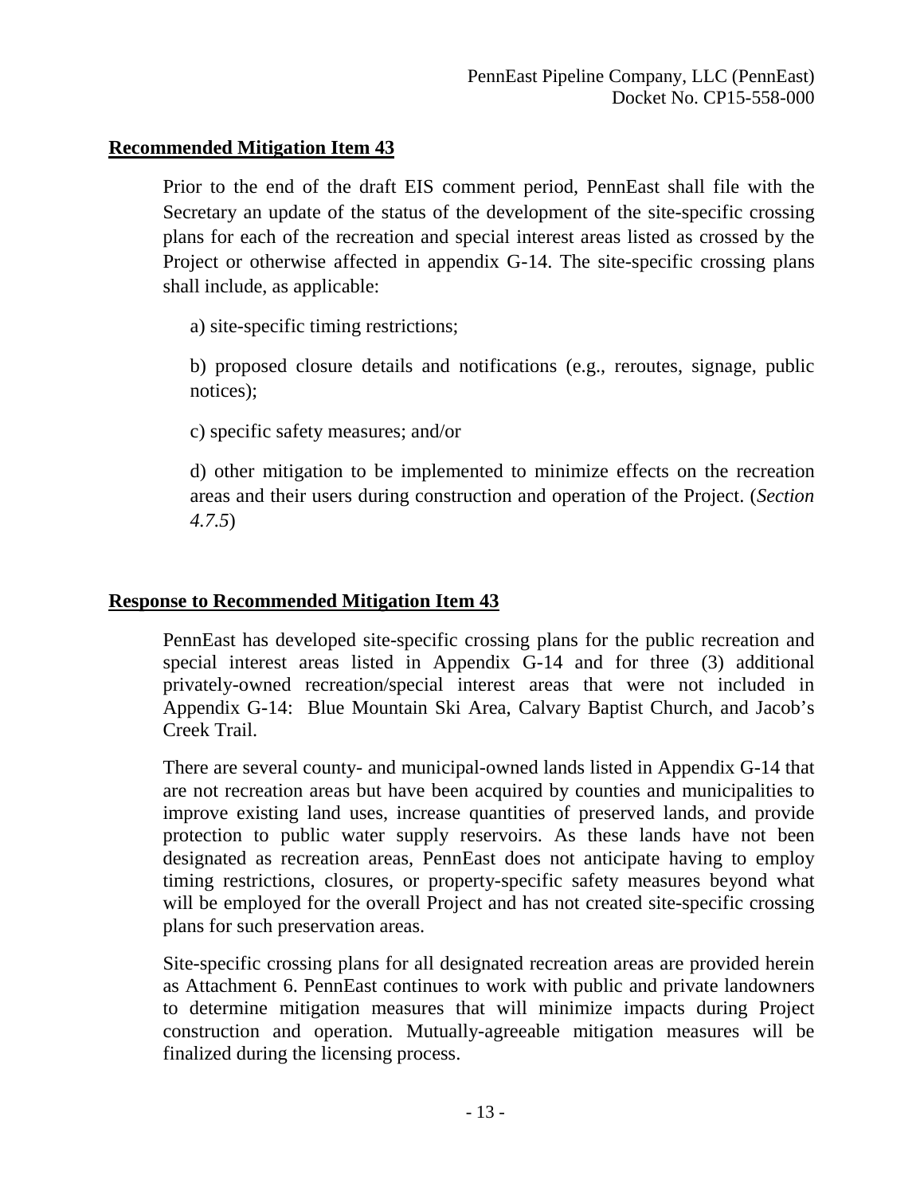## Recommended Mitigation Item 43

Prior to the end of the draft EIS comment period, PennEast shall file with the Secretary an update of the status of the development of the site-specific crossing plans for each of the recreation and special interest areas listed as crossed by the Project or otherwise affected in appendix G-14. The site-specific crossing plans shall include, as applicable:

a) site-specific timing restrictions;

b) proposed closure details and notifications (e.g., reroutes, signage, public notices);

c) specific safety measures; and/or

d) other mitigation to be implemented to minimize effects on the recreation areas and their users during construction and operation of the Project. (*Section 4.7.5*)

## Response to Recommended Mitigation Item 43

PennEast has developed site-specific crossing plans for the public recreation and special interest areas listed in Appendix G-14 and for three (3) additional privately-owned recreation/special interest areas that were not included in Appendix G-14: Blue Mountain Ski Area, Calvary Baptist Church, and Jacob's Creek Trail.

There are several county- and municipal-owned lands listed in Appendix G-14 that are not recreation areas but have been acquired by counties and municipalities to improve existing land uses, increase quantities of preserved lands, and provide protection to public water supply reservoirs. As these lands have not been designated as recreation areas, PennEast does not anticipate having to employ timing restrictions, closures, or property-specific safety measures beyond what will be employed for the overall Project and has not created site-specific crossing plans for such preservation areas.

Site-specific crossing plans for all designated recreation areas are provided herein as Attachment 6. PennEast continues to work with public and private landowners to determine mitigation measures that will minimize impacts during Project construction and operation. Mutually-agreeable mitigation measures will be finalized during the licensing process.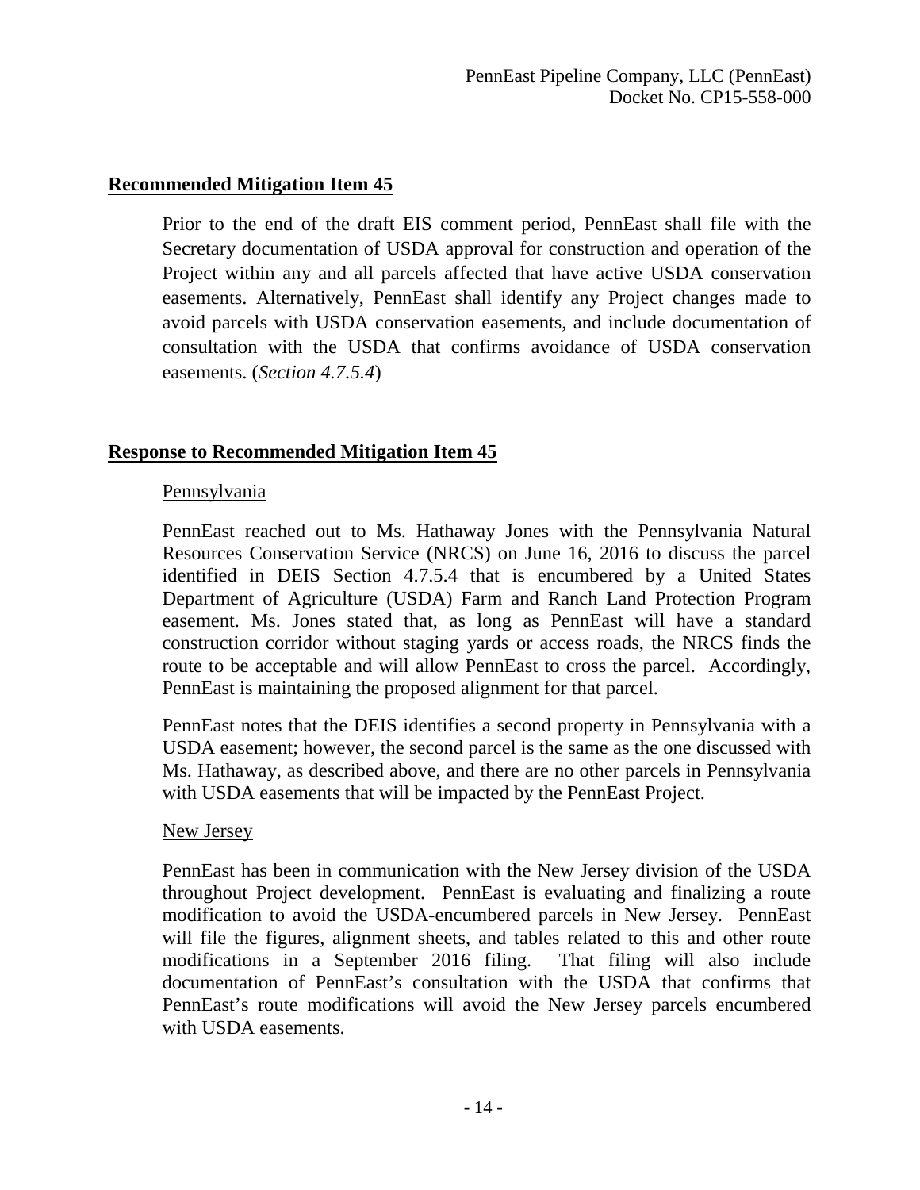## Recommended Mitigation Item 45

Prior to the end of the draft EIS comment period, PennEast shall file with the Secretary documentation of USDA approval for construction and operation of the Project within any and all parcels affected that have active USDA conservation easements. Alternatively, PennEast shall identify any Project changes made to avoid parcels with USDA conservation easements, and include documentation of consultation with the USDA that confirms avoidance of USDA conservation easements. (*Section 4.7.5.4*)

## Response to Recommended Mitigation Item 45

Pennsylvania

PennEast reached out to Ms. Hathaway Jones with the Pennsylvania Natural Resources Conservation Service (NRCS) on June 16, 2016 to discuss the parcel identified in DEIS Section 4.7.5.4 that is encumbered by a United States Department of Agriculture (USDA) Farm and Ranch Land Protection Program easement. Ms. Jones stated that, as long as PennEast will have a standard construction corridor without staging yards or access roads, the NRCS finds the route to be acceptable and will allow PennEast to cross the parcel. Accordingly, PennEast is maintaining the proposed alignment for that parcel.

PennEast notes that the DEIS identifies a second property in Pennsylvania with a USDA easement; however, the second parcel is the same as the one discussed with Ms. Hathaway, as described above, and there are no other parcels in Pennsylvania with USDA easements that will be impacted by the PennEast Project.

New Jersey

PennEast has been in communication with the New Jersey division of the USDA throughout Project development. PennEast is evaluating and finalizing a route modification to avoid the USDA-encumbered parcels in New Jersey. PennEast will file the figures, alignment sheets, and tables related to this and other route modifications in a September 2016 filing. That filing will also include documentation of PennEast's consultation with the USDA that confirms that PennEast's route modifications will avoid the New Jersey parcels encumbered with USDA easements.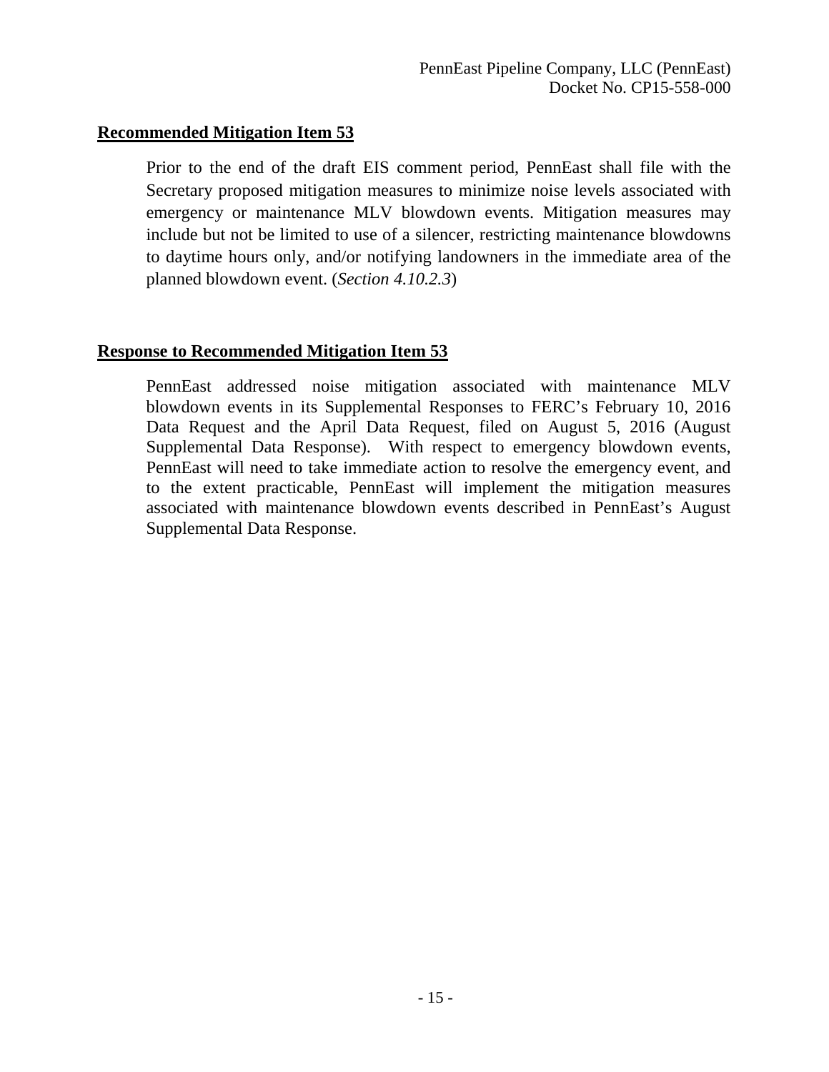**Recommended Mitigation Item 53**

Prior to the end of the draft EIS comment period, PennEast shall file with the Secretary proposed mitigation measures to minimize noise levels associated with emergency or maintenance MLV blowdown events. Mitigation measures may include but not be limited to use of a silencer, restricting maintenance blowdowns to daytime hours only, and/or notifying landowners in the immediate area of the planned blowdown event. (*Section 4.10.2.3*)

**Response to Recommended Mitigation Item 53**

PennEast addressed noise mitigation associated with maintenance MLV blowdown events in its Supplemental Responses to FERC's February 10, 2016 Data Request and the April Data Request, filed on August 5, 2016 (August Supplemental Data Response). With respect to emergency blowdown events, PennEast will need to take immediate action to resolve the emergency event, and to the extent practicable, PennEast will implement the mitigation measures associated with maintenance blowdown events described in PennEast's August Supplemental Data Response.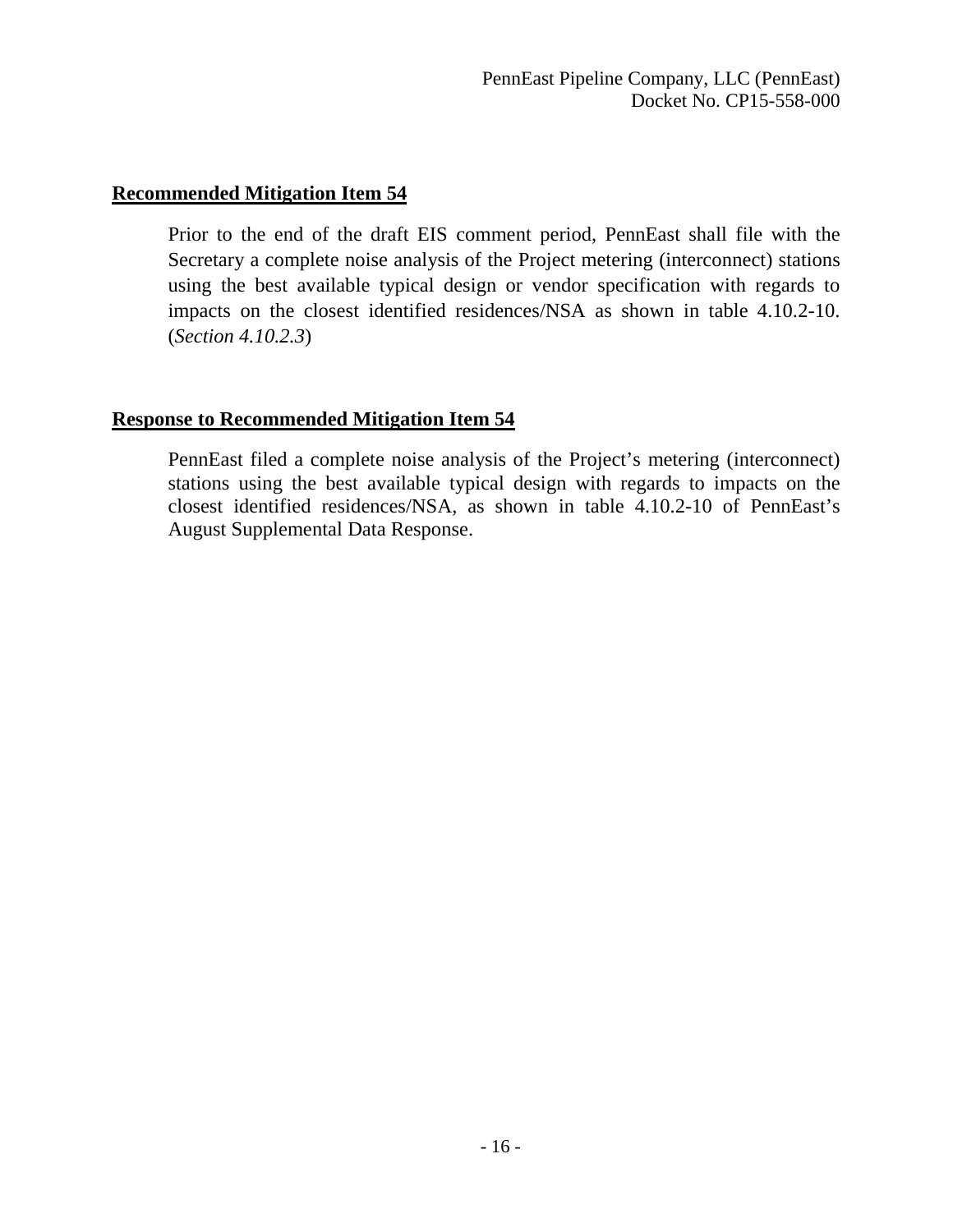**Recommended Mitigation Item 54**

Prior to the end of the draft EIS comment period, PennEast shall file with the Secretary a complete noise analysis of the Project metering (interconnect) stations using the best available typical design or vendor specification with regards to impacts on the closest identified residences/NSA as shown in table 4.10.2-10. (*Section 4.10.2.3*)

**Response to Recommended Mitigation Item 54**

PennEast filed a complete noise analysis of the Project's metering (interconnect) stations using the best available typical design with regards to impacts on the closest identified residences/NSA, as shown in table 4.10.2-10 of PennEast's August Supplemental Data Response.